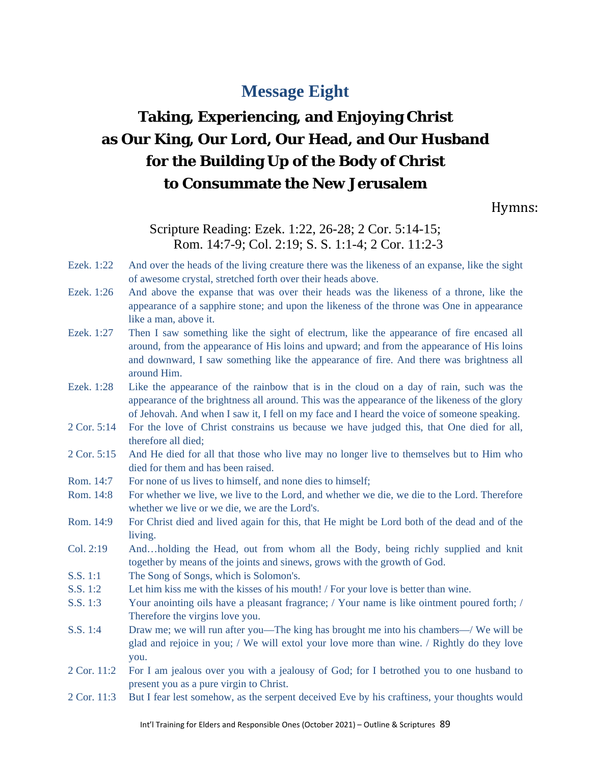# Message Eight

## Taking, Experiencing, and Enjoying Christ as Our King, Our Lord, Our Head, and Our Husband for the Building Up of the Body of Christ to Consummate the New Jerusalem

Hymns:

Scripture Reading: Ezek. 1:22, 26-28; 2 Cor. 5:14-15; Rom. 14:7-9; Col. 2:19; S. S. 1:1-4; 2 Cor. 11:2-3

Ezek. 1:22 And over the heads of the living creature there was the likeness of an expanse, like the sight of awesome crystal, stretched forth over their heads above.

Ezek. 1:26 And above the expanse that was over their heads was the likeness of a throne, like the appearance of a sapphire stone; and upon the likeness of the throne was One in appearance like a man, above it.

Ezek. 1:27 Then I saw something like the sight of electrum, like the appearance of fire encased all around, from the appearance of His loins and upward; and from the appearance of His loins and downward, I saw something like the appearance of fire. And there was brightness all around Him.

Ezek. 1:28 Like the appearance of the rainbow that is in the cloud on a day of rain, such was the appearance of the brightness all around. This was the appearance of the likeness of the glory of Jehovah. And when I saw it, I fell on my face and I heard the voice of someone speaking.

2 Cor. 5:14 For the love of Christ constrains us because we have judged this, that One died for all, therefore all died;

2 Cor. 5:15 And He died for all that those who live may no longer live to themselves but to Him who died for them and has been raised.

Rom. 14:7 For none of us lives to himself, and none dies to himself;

Rom. 14:8 For whether we live, we live to the Lord, and whether we die, we die to the Lord. Therefore whether we live or we die, we are the Lord's.

Rom. 14:9 For Christ died and lived again for this, that He might be Lord both of the dead and of the living.

Col. 2:19 And…holding the Head, out from whom all the Body, being richly supplied and knit together by means of the joints and sinews, grows with the growth of God.

S.S. 1:1 The Song of Songs, which is Solomon's.

S.S. 1:2 Let him kiss me with the kisses of his mouth! / For your love is better than wine.

S.S. 1:3 Your anointing oils have a pleasant fragrance; / Your name is like ointment poured forth; / Therefore the virgins love you.

S.S. 1:4 Draw me; we will run after you—The king has brought me into his chambers—/ We will be glad and rejoice in you; / We will extol your love more than wine. / Rightly do they love you.

2 Cor. 11:2 For I am jealous over you with a jealousy of God; for I betrothed you to one husband to present you as a pure virgin to Christ.

2 Cor. 11:3 But I fear lest somehow, as the serpent deceived Eve by his craftiness, your thoughts would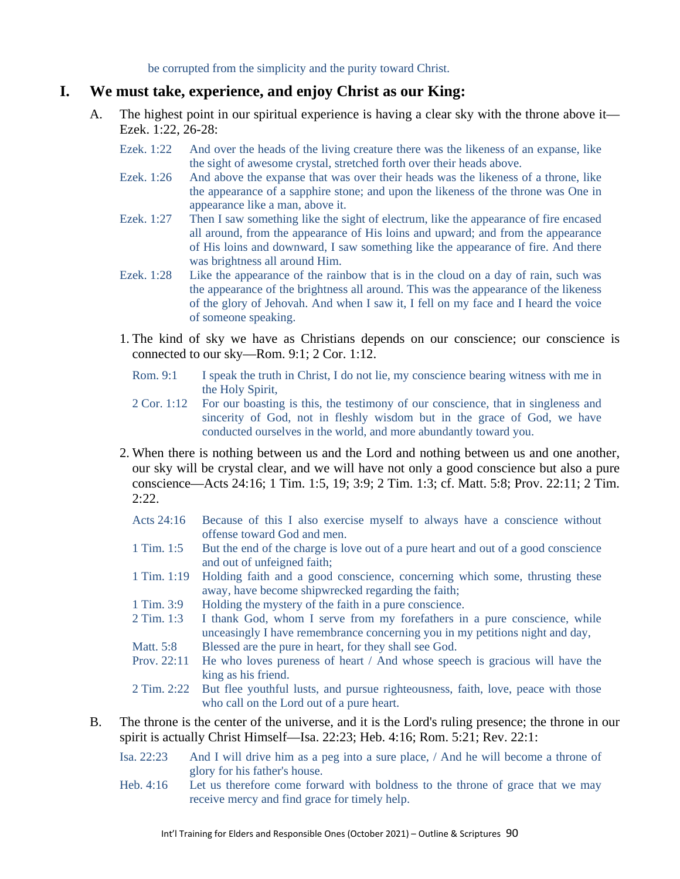be corrupted from the simplicity and the purity toward Christ.

## I. We must take, experience, and enjoy Christ as our King:

A. The highest point in our spiritual experience is having a clear sky with the throne above it—Ezek. 1:22, 26-28:

Ezek. 1:22 And over the heads of the living creature there was the likeness of an expanse, like the sight of awesome crystal, stretched forth over their heads above.

Ezek. 1:26 And above the expanse that was over their heads was the likeness of a throne, like the appearance of a sapphire stone; and upon the likeness of the throne was One in appearance like a man, above it.

Ezek. 1:27 Then I saw something like the sight of electrum, like the appearance of fire encased all around, from the appearance of His loins and upward; and from the appearance of His loins and downward, I saw something like the appearance of fire. And there was brightness all around Him.

Ezek. 1:28 Like the appearance of the rainbow that is in the cloud on a day of rain, such was the appearance of the brightness all around. This was the appearance of the likeness of the glory of Jehovah. And when I saw it, I fell on my face and I heard the voice of someone speaking.

1. The kind of sky we have as Christians depends on our conscience; our conscience is connected to our sky—Rom. 9:1; 2 Cor. 1:12.

Rom. 9:1 I speak the truth in Christ, I do not lie, my conscience bearing witness with me in the Holy Spirit,

2 Cor. 1:12 For our boasting is this, the testimony of our conscience, that in singleness and sincerity of God, not in fleshly wisdom but in the grace of God, we have conducted ourselves in the world, and more abundantly toward you.

2. When there is nothing between us and the Lord and nothing between us and one another, our sky will be crystal clear, and we will have not only a good conscience but also a pure conscience—Acts 24:16; 1 Tim. 1:5, 19; 3:9; 2 Tim. 1:3; cf. Matt. 5:8; Prov. 22:11; 2 Tim. 2:22.

Acts 24:16 Because of this I also exercise myself to always have a conscience without offense toward God and men.

1 Tim. 1:5 But the end of the charge is love out of a pure heart and out of a good conscience and out of unfeigned faith;

1 Tim. 1:19 Holding faith and a good conscience, concerning which some, thrusting these away, have become shipwrecked regarding the faith;

1 Tim. 3:9 Holding the mystery of the faith in a pure conscience.

2 Tim. 1:3 I thank God, whom I serve from my forefathers in a pure conscience, while unceasingly I have remembrance concerning you in my petitions night and day,

Matt. 5:8 Blessed are the pure in heart, for they shall see God.

Prov. 22:11 He who loves pureness of heart / And whose speech is gracious will have the king as his friend.

2 Tim. 2:22 But flee youthful lusts, and pursue righteousness, faith, love, peace with those who call on the Lord out of a pure heart.

B. The throne is the center of the universe, and it is the Lord's ruling presence; the throne in our spirit is actually Christ Himself—Isa. 22:23; Heb. 4:16; Rom. 5:21; Rev. 22:1:

Isa. 22:23 And I will drive him as a peg into a sure place, / And he will become a throne of glory for his father's house.

Heb. 4:16 Let us therefore come forward with boldness to the throne of grace that we may receive mercy and find grace for timely help.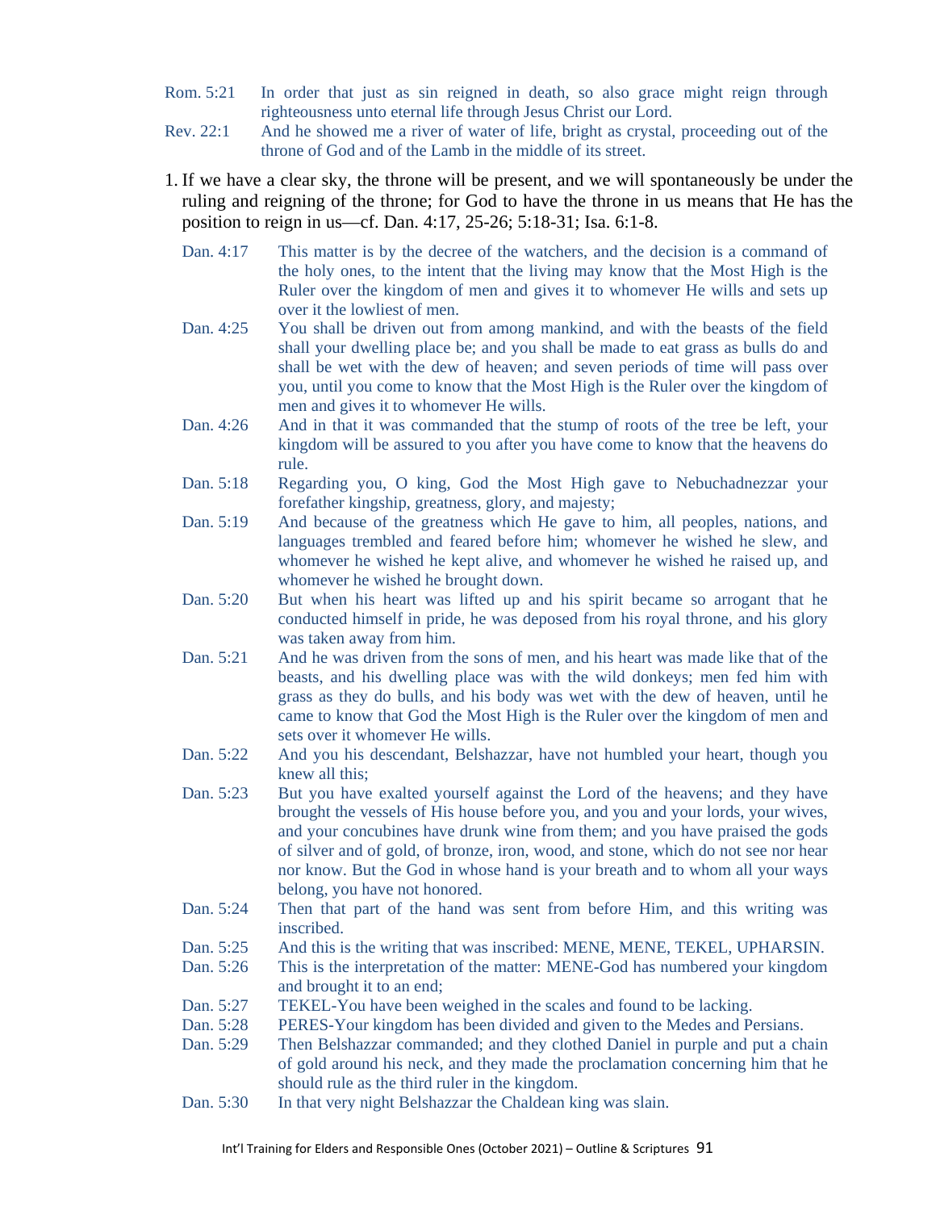Rom. 5:21 In order that just as sin reigned in death, so also grace might reign through righteousness unto eternal life through Jesus Christ our Lord.

Rev. 22:1 And he showed me a river of water of life, bright as crystal, proceeding out of the throne of God and of the Lamb in the middle of its street.

1. If we have a clear sky, the throne will be present, and we will spontaneously be under the ruling and reigning of the throne; for God to have the throne in us means that He has the position to reign in us—cf. Dan. 4:17, 25-26; 5:18-31; Isa. 6:1-8.

Dan. 4:17 This matter is by the decree of the watchers, and the decision is a command of the holy ones, to the intent that the living may know that the Most High is the Ruler over the kingdom of men and gives it to whomever He wills and sets up over it the lowliest of men.

Dan. 4:25 You shall be driven out from among mankind, and with the beasts of the field shall your dwelling place be; and you shall be made to eat grass as bulls do and shall be wet with the dew of heaven; and seven periods of time will pass over you, until you come to know that the Most High is the Ruler over the kingdom of men and gives it to whomever He wills.

Dan. 4:26 And in that it was commanded that the stump of roots of the tree be left, your kingdom will be assured to you after you have come to know that the heavens do rule.

Dan. 5:18 Regarding you, O king, God the Most High gave to Nebuchadnezzar your forefather kingship, greatness, glory, and majesty;

Dan. 5:19 And because of the greatness which He gave to him, all peoples, nations, and languages trembled and feared before him; whomever he wished he slew, and whomever he wished he kept alive, and whomever he wished he raised up, and whomever he wished he brought down.

Dan. 5:20 But when his heart was lifted up and his spirit became so arrogant that he conducted himself in pride, he was deposed from his royal throne, and his glory was taken away from him.

Dan. 5:21 And he was driven from the sons of men, and his heart was made like that of the beasts, and his dwelling place was with the wild donkeys; men fed him with grass as they do bulls, and his body was wet with the dew of heaven, until he came to know that God the Most High is the Ruler over the kingdom of men and sets over it whomever He wills.

Dan. 5:22 And you his descendant, Belshazzar, have not humbled your heart, though you knew all this;

Dan. 5:23 But you have exalted yourself against the Lord of the heavens; and they have brought the vessels of His house before you, and you and your lords, your wives, and your concubines have drunk wine from them; and you have praised the gods of silver and of gold, of bronze, iron, wood, and stone, which do not see nor hear nor know. But the God in whose hand is your breath and to whom all your ways belong, you have not honored.

Dan. 5:24 Then that part of the hand was sent from before Him, and this writing was inscribed.

Dan. 5:25 And this is the writing that was inscribed: MENE, MENE, TEKEL, UPHARSIN.

Dan. 5:26 This is the interpretation of the matter: MENE-God has numbered your kingdom and brought it to an end;

Dan. 5:27 TEKEL-You have been weighed in the scales and found to be lacking.

Dan. 5:28 PERES-Your kingdom has been divided and given to the Medes and Persians.

Dan. 5:29 Then Belshazzar commanded; and they clothed Daniel in purple and put a chain of gold around his neck, and they made the proclamation concerning him that he should rule as the third ruler in the kingdom.

Dan. 5:30 In that very night Belshazzar the Chaldean king was slain.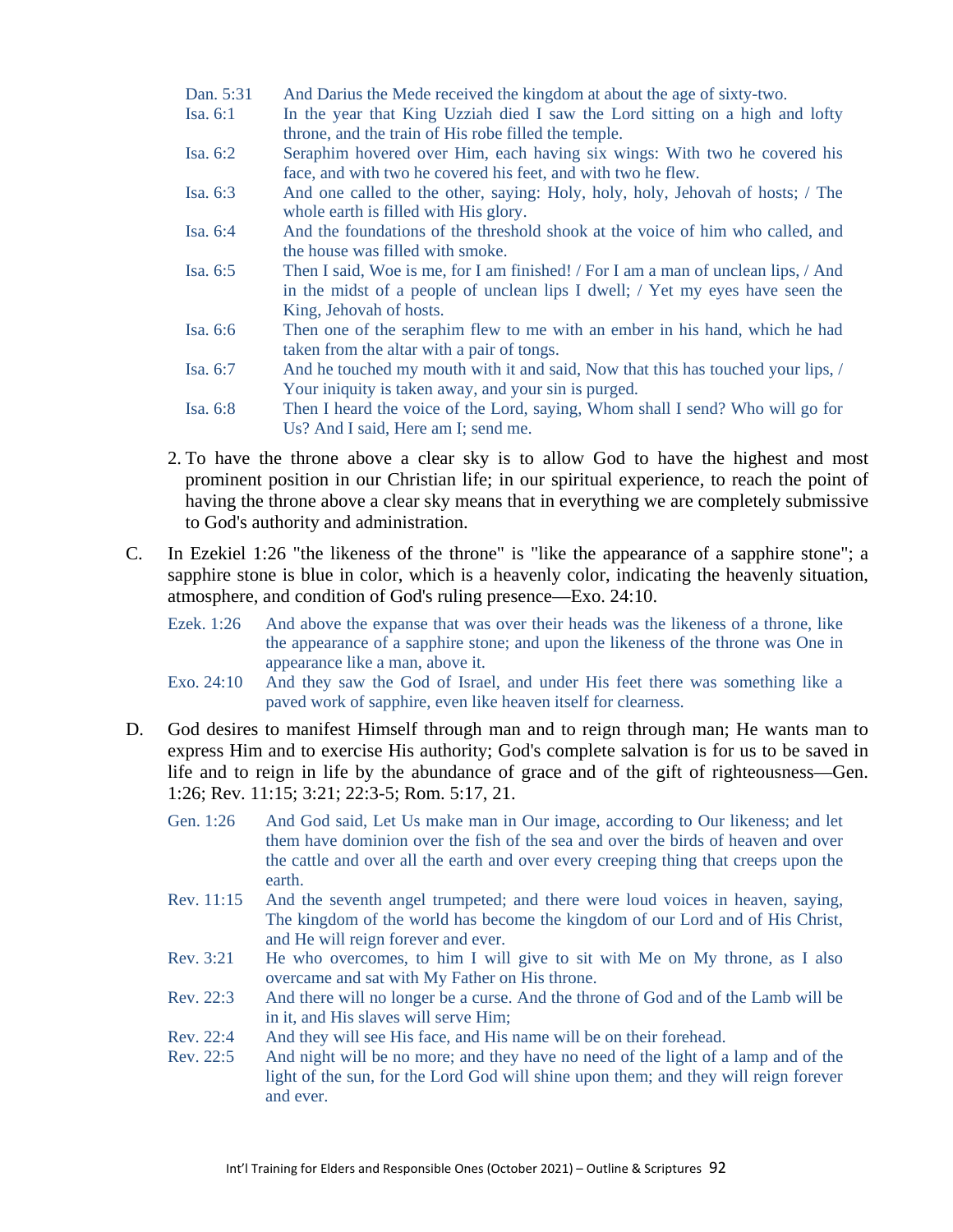Dan. 5:31 And Darius the Mede received the kingdom at about the age of sixty-two.

Isa. 6:1 In the year that King Uzziah died I saw the Lord sitting on a high and lofty throne, and the train of His robe filled the temple.

Isa. 6:2 Seraphim hovered over Him, each having six wings: With two he covered his face, and with two he covered his feet, and with two he flew.

Isa. 6:3 And one called to the other, saying: Holy, holy, holy, Jehovah of hosts; / The whole earth is filled with His glory.

Isa. 6:4 And the foundations of the threshold shook at the voice of him who called, and the house was filled with smoke.

Isa. 6:5 Then I said, Woe is me, for I am finished! / For I am a man of unclean lips, / And in the midst of a people of unclean lips I dwell; / Yet my eyes have seen the King, Jehovah of hosts.

Isa. 6:6 Then one of the seraphim flew to me with an ember in his hand, which he had taken from the altar with a pair of tongs.

Isa. 6:7 And he touched my mouth with it and said, Now that this has touched your lips, / Your iniquity is taken away, and your sin is purged.

Isa. 6:8 Then I heard the voice of the Lord, saying, Whom shall I send? Who will go for Us? And I said, Here am I; send me.

2. To have the throne above a clear sky is to allow God to have the highest and most prominent position in our Christian life; in our spiritual experience, to reach the point of having the throne above a clear sky means that in everything we are completely submissive to God's authority and administration.

C. In Ezekiel 1:26 "the likeness of the throne" is "like the appearance of a sapphire stone"; a sapphire stone is blue in color, which is a heavenly color, indicating the heavenly situation, atmosphere, and condition of God's ruling presence—Exo. 24:10.

Ezek. 1:26 And above the expanse that was over their heads was the likeness of a throne, like the appearance of a sapphire stone; and upon the likeness of the throne was One in appearance like a man, above it.

Exo. 24:10 And they saw the God of Israel, and under His feet there was something like a paved work of sapphire, even like heaven itself for clearness.

D. God desires to manifest Himself through man and to reign through man; He wants man to express Him and to exercise His authority; God's complete salvation is for us to be saved in life and to reign in life by the abundance of grace and of the gift of righteousness—Gen. 1:26; Rev. 11:15; 3:21; 22:3-5; Rom. 5:17, 21.

Gen. 1:26 And God said, Let Us make man in Our image, according to Our likeness; and let them have dominion over the fish of the sea and over the birds of heaven and over the cattle and over all the earth and over every creeping thing that creeps upon the earth.

Rev. 11:15 And the seventh angel trumpeted; and there were loud voices in heaven, saying, The kingdom of the world has become the kingdom of our Lord and of His Christ, and He will reign forever and ever.

Rev. 3:21 He who overcomes, to him I will give to sit with Me on My throne, as I also overcame and sat with My Father on His throne.

Rev. 22:3 And there will no longer be a curse. And the throne of God and of the Lamb will be in it, and His slaves will serve Him;

Rev. 22:4 And they will see His face, and His name will be on their forehead.

Rev. 22:5 And night will be no more; and they have no need of the light of a lamp and of the light of the sun, for the Lord God will shine upon them; and they will reign forever and ever.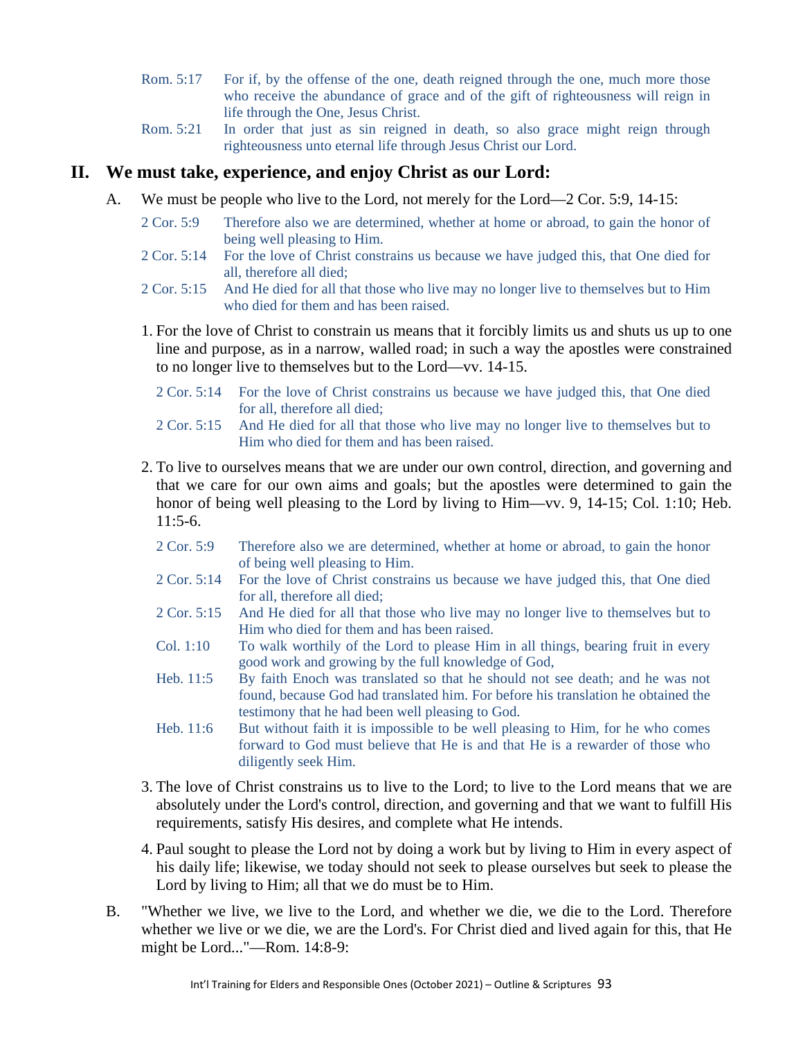Rom. 5:17 For if, by the offense of the one, death reigned through the one, much more those who receive the abundance of grace and of the gift of righteousness will reign in life through the One, Jesus Christ.

Rom. 5:21 In order that just as sin reigned in death, so also grace might reign through righteousness unto eternal life through Jesus Christ our Lord.

## II. We must take, experience, and enjoy Christ as our Lord:

A. We must be people who live to the Lord, not merely for the Lord—2 Cor. 5:9, 14-15:

2 Cor. 5:9 Therefore also we are determined, whether at home or abroad, to gain the honor of being well pleasing to Him.

2 Cor. 5:14 For the love of Christ constrains us because we have judged this, that One died for all, therefore all died;

2 Cor. 5:15 And He died for all that those who live may no longer live to themselves but to Him who died for them and has been raised.

1. For the love of Christ to constrain us means that it forcibly limits us and shuts us up to one line and purpose, as in a narrow, walled road; in such a way the apostles were constrained to no longer live to themselves but to the Lord—vv. 14-15.

   2 Cor. 5:14 For the love of Christ constrains us because we have judged this, that One died for all, therefore all died;

   2 Cor. 5:15 And He died for all that those who live may no longer live to themselves but to Him who died for them and has been raised.

2. To live to ourselves means that we are under our own control, direction, and governing and that we care for our own aims and goals; but the apostles were determined to gain the honor of being well pleasing to the Lord by living to Him—vv. 9, 14-15; Col. 1:10; Heb. 11:5-6.

   2 Cor. 5:9 Therefore also we are determined, whether at home or abroad, to gain the honor of being well pleasing to Him.

   2 Cor. 5:14 For the love of Christ constrains us because we have judged this, that One died for all, therefore all died;

   2 Cor. 5:15 And He died for all that those who live may no longer live to themselves but to Him who died for them and has been raised.

   Col. 1:10 To walk worthily of the Lord to please Him in all things, bearing fruit in every good work and growing by the full knowledge of God,

   Heb. 11:5 By faith Enoch was translated so that he should not see death; and he was not found, because God had translated him. For before his translation he obtained the testimony that he had been well pleasing to God.

   Heb. 11:6 But without faith it is impossible to be well pleasing to Him, for he who comes forward to God must believe that He is and that He is a rewarder of those who diligently seek Him.

3. The love of Christ constrains us to live to the Lord; to live to the Lord means that we are absolutely under the Lord's control, direction, and governing and that we want to fulfill His requirements, satisfy His desires, and complete what He intends.

4. Paul sought to please the Lord not by doing a work but by living to Him in every aspect of his daily life; likewise, we today should not seek to please ourselves but seek to please the Lord by living to Him; all that we do must be to Him.

B. "Whether we live, we live to the Lord, and whether we die, we die to the Lord. Therefore whether we live or we die, we are the Lord's. For Christ died and lived again for this, that He might be Lord..."—Rom. 14:8-9: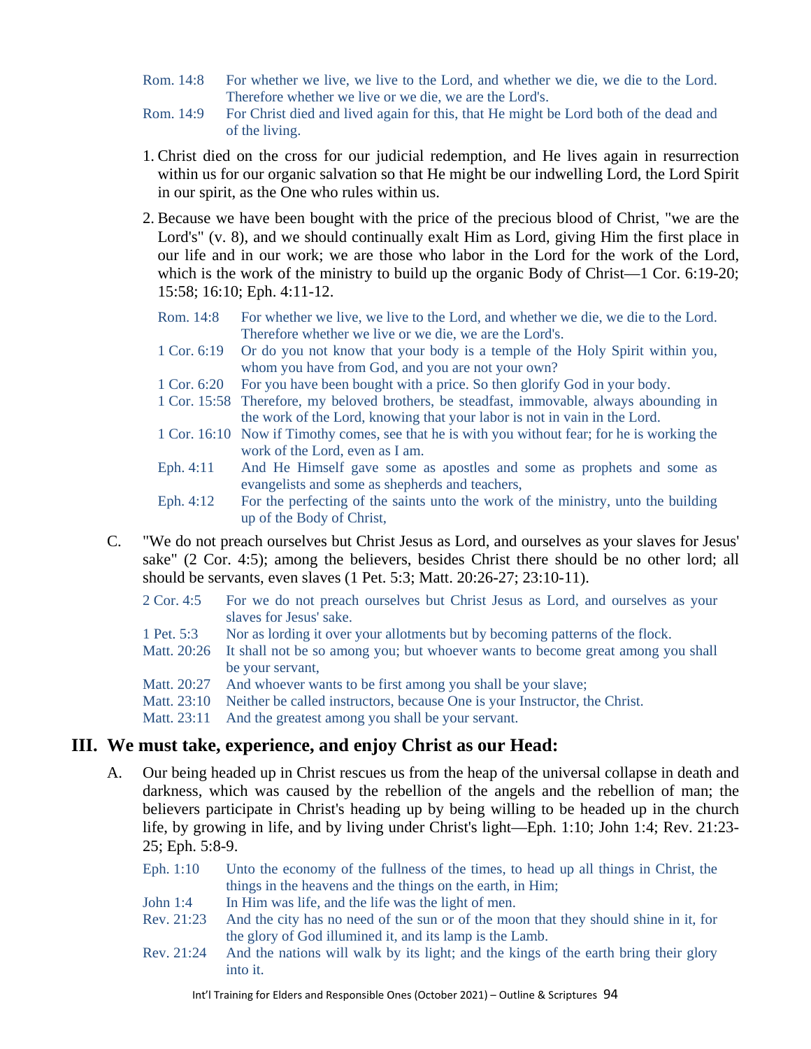Rom. 14:8 For whether we live, we live to the Lord, and whether we die, we die to the Lord. Therefore whether we live or we die, we are the Lord's.

Rom. 14:9 For Christ died and lived again for this, that He might be Lord both of the dead and of the living.

1. Christ died on the cross for our judicial redemption, and He lives again in resurrection within us for our organic salvation so that He might be our indwelling Lord, the Lord Spirit in our spirit, as the One who rules within us.

2. Because we have been bought with the price of the precious blood of Christ, "we are the Lord's" (v. 8), and we should continually exalt Him as Lord, giving Him the first place in our life and in our work; we are those who labor in the Lord for the work of the Lord, which is the work of the ministry to build up the organic Body of Christ—1 Cor. 6:19-20; 15:58; 16:10; Eph. 4:11-12.

   Rom. 14:8 For whether we live, we live to the Lord, and whether we die, we die to the Lord. Therefore whether we live or we die, we are the Lord's.

   1 Cor. 6:19 Or do you not know that your body is a temple of the Holy Spirit within you, whom you have from God, and you are not your own?

   1 Cor. 6:20 For you have been bought with a price. So then glorify God in your body.

   1 Cor. 15:58 Therefore, my beloved brothers, be steadfast, immovable, always abounding in the work of the Lord, knowing that your labor is not in vain in the Lord.

   1 Cor. 16:10 Now if Timothy comes, see that he is with you without fear; for he is working the work of the Lord, even as I am.

   Eph. 4:11 And He Himself gave some as apostles and some as prophets and some as evangelists and some as shepherds and teachers,

   Eph. 4:12 For the perfecting of the saints unto the work of the ministry, unto the building up of the Body of Christ,

C. "We do not preach ourselves but Christ Jesus as Lord, and ourselves as your slaves for Jesus' sake" (2 Cor. 4:5); among the believers, besides Christ there should be no other lord; all should be servants, even slaves (1 Pet. 5:3; Matt. 20:26-27; 23:10-11).

   2 Cor. 4:5 For we do not preach ourselves but Christ Jesus as Lord, and ourselves as your slaves for Jesus' sake.

   1 Pet. 5:3 Nor as lording it over your allotments but by becoming patterns of the flock.

   Matt. 20:26 It shall not be so among you; but whoever wants to become great among you shall be your servant,

   Matt. 20:27 And whoever wants to be first among you shall be your slave;

   Matt. 23:10 Neither be called instructors, because One is your Instructor, the Christ.

   Matt. 23:11 And the greatest among you shall be your servant.

## III. We must take, experience, and enjoy Christ as our Head:

A. Our being headed up in Christ rescues us from the heap of the universal collapse in death and darkness, which was caused by the rebellion of the angels and the rebellion of man; the believers participate in Christ's heading up by being willing to be headed up in the church life, by growing in life, and by living under Christ's light—Eph. 1:10; John 1:4; Rev. 21:23-25; Eph. 5:8-9.

   Eph. 1:10 Unto the economy of the fullness of the times, to head up all things in Christ, the things in the heavens and the things on the earth, in Him;

   John 1:4 In Him was life, and the life was the light of men.

   Rev. 21:23 And the city has no need of the sun or of the moon that they should shine in it, for the glory of God illumined it, and its lamp is the Lamb.

   Rev. 21:24 And the nations will walk by its light; and the kings of the earth bring their glory into it.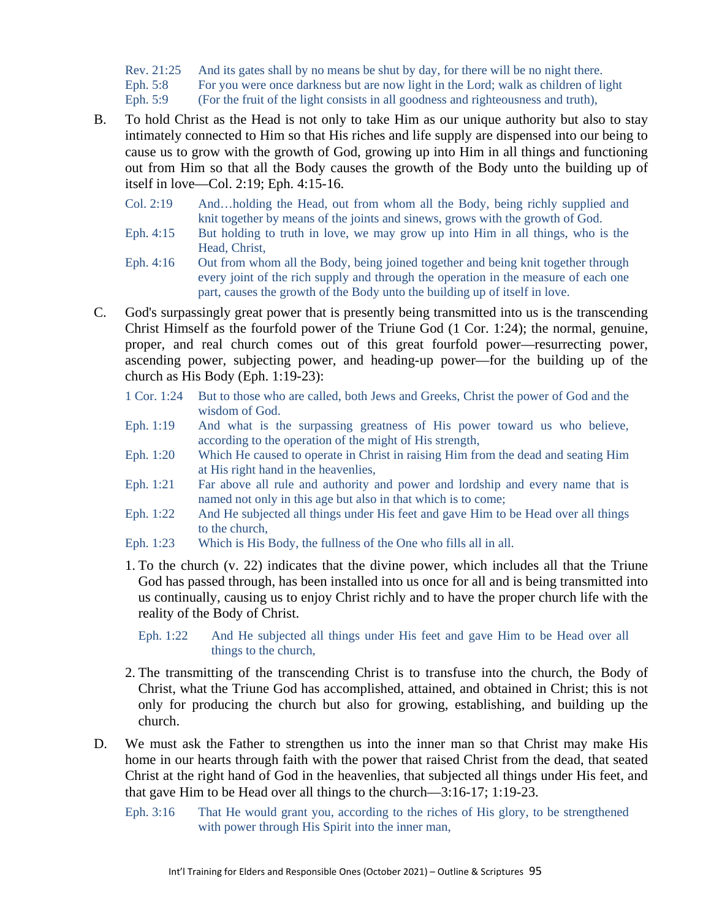Rev. 21:25 And its gates shall by no means be shut by day, for there will be no night there.
Eph. 5:8 For you were once darkness but are now light in the Lord; walk as children of light
Eph. 5:9 (For the fruit of the light consists in all goodness and righteousness and truth),

B. To hold Christ as the Head is not only to take Him as our unique authority but also to stay intimately connected to Him so that His riches and life supply are dispensed into our being to cause us to grow with the growth of God, growing up into Him in all things and functioning out from Him so that all the Body causes the growth of the Body unto the building up of itself in love—Col. 2:19; Eph. 4:15-16.

Col. 2:19 And…holding the Head, out from whom all the Body, being richly supplied and knit together by means of the joints and sinews, grows with the growth of God.
Eph. 4:15 But holding to truth in love, we may grow up into Him in all things, who is the Head, Christ,
Eph. 4:16 Out from whom all the Body, being joined together and being knit together through every joint of the rich supply and through the operation in the measure of each one part, causes the growth of the Body unto the building up of itself in love.

C. God's surpassingly great power that is presently being transmitted into us is the transcending Christ Himself as the fourfold power of the Triune God (1 Cor. 1:24); the normal, genuine, proper, and real church comes out of this great fourfold power—resurrecting power, ascending power, subjecting power, and heading-up power—for the building up of the church as His Body (Eph. 1:19-23):

1 Cor. 1:24 But to those who are called, both Jews and Greeks, Christ the power of God and the wisdom of God.
Eph. 1:19 And what is the surpassing greatness of His power toward us who believe, according to the operation of the might of His strength,
Eph. 1:20 Which He caused to operate in Christ in raising Him from the dead and seating Him at His right hand in the heavenlies,
Eph. 1:21 Far above all rule and authority and power and lordship and every name that is named not only in this age but also in that which is to come;
Eph. 1:22 And He subjected all things under His feet and gave Him to be Head over all things to the church,
Eph. 1:23 Which is His Body, the fullness of the One who fills all in all.

1. To the church (v. 22) indicates that the divine power, which includes all that the Triune God has passed through, has been installed into us once for all and is being transmitted into us continually, causing us to enjoy Christ richly and to have the proper church life with the reality of the Body of Christ.

   Eph. 1:22 And He subjected all things under His feet and gave Him to be Head over all things to the church,

2. The transmitting of the transcending Christ is to transfuse into the church, the Body of Christ, what the Triune God has accomplished, attained, and obtained in Christ; this is not only for producing the church but also for growing, establishing, and building up the church.

D. We must ask the Father to strengthen us into the inner man so that Christ may make His home in our hearts through faith with the power that raised Christ from the dead, that seated Christ at the right hand of God in the heavenlies, that subjected all things under His feet, and that gave Him to be Head over all things to the church—3:16-17; 1:19-23.

Eph. 3:16 That He would grant you, according to the riches of His glory, to be strengthened with power through His Spirit into the inner man,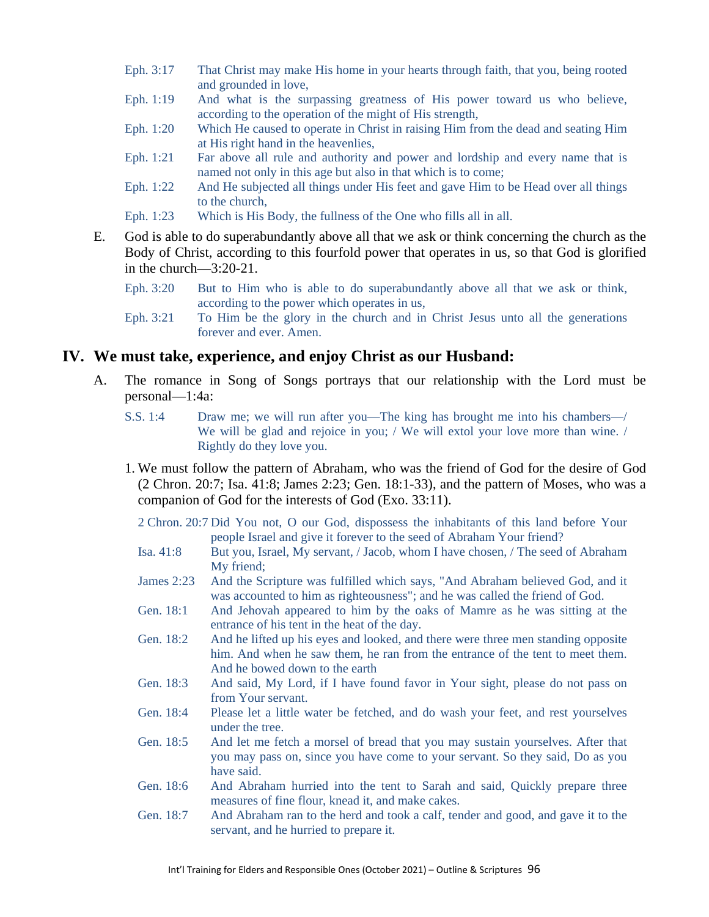Eph. 3:17 That Christ may make His home in your hearts through faith, that you, being rooted and grounded in love,

Eph. 1:19 And what is the surpassing greatness of His power toward us who believe, according to the operation of the might of His strength,

Eph. 1:20 Which He caused to operate in Christ in raising Him from the dead and seating Him at His right hand in the heavenlies,

Eph. 1:21 Far above all rule and authority and power and lordship and every name that is named not only in this age but also in that which is to come;

Eph. 1:22 And He subjected all things under His feet and gave Him to be Head over all things to the church,

Eph. 1:23 Which is His Body, the fullness of the One who fills all in all.

E. God is able to do superabundantly above all that we ask or think concerning the church as the Body of Christ, according to this fourfold power that operates in us, so that God is glorified in the church—3:20-21.

Eph. 3:20 But to Him who is able to do superabundantly above all that we ask or think, according to the power which operates in us,

Eph. 3:21 To Him be the glory in the church and in Christ Jesus unto all the generations forever and ever. Amen.

## IV. We must take, experience, and enjoy Christ as our Husband:

A. The romance in Song of Songs portrays that our relationship with the Lord must be personal—1:4a:

S.S. 1:4 Draw me; we will run after you—The king has brought me into his chambers—/ We will be glad and rejoice in you; / We will extol your love more than wine. / Rightly do they love you.

1. We must follow the pattern of Abraham, who was the friend of God for the desire of God (2 Chron. 20:7; Isa. 41:8; James 2:23; Gen. 18:1-33), and the pattern of Moses, who was a companion of God for the interests of God (Exo. 33:11).

2 Chron. 20:7 Did You not, O our God, dispossess the inhabitants of this land before Your people Israel and give it forever to the seed of Abraham Your friend?

Isa. 41:8 But you, Israel, My servant, / Jacob, whom I have chosen, / The seed of Abraham My friend;

James 2:23 And the Scripture was fulfilled which says, "And Abraham believed God, and it was accounted to him as righteousness"; and he was called the friend of God.

Gen. 18:1 And Jehovah appeared to him by the oaks of Mamre as he was sitting at the entrance of his tent in the heat of the day.

Gen. 18:2 And he lifted up his eyes and looked, and there were three men standing opposite him. And when he saw them, he ran from the entrance of the tent to meet them. And he bowed down to the earth

Gen. 18:3 And said, My Lord, if I have found favor in Your sight, please do not pass on from Your servant.

Gen. 18:4 Please let a little water be fetched, and do wash your feet, and rest yourselves under the tree.

Gen. 18:5 And let me fetch a morsel of bread that you may sustain yourselves. After that you may pass on, since you have come to your servant. So they said, Do as you have said.

Gen. 18:6 And Abraham hurried into the tent to Sarah and said, Quickly prepare three measures of fine flour, knead it, and make cakes.

Gen. 18:7 And Abraham ran to the herd and took a calf, tender and good, and gave it to the servant, and he hurried to prepare it.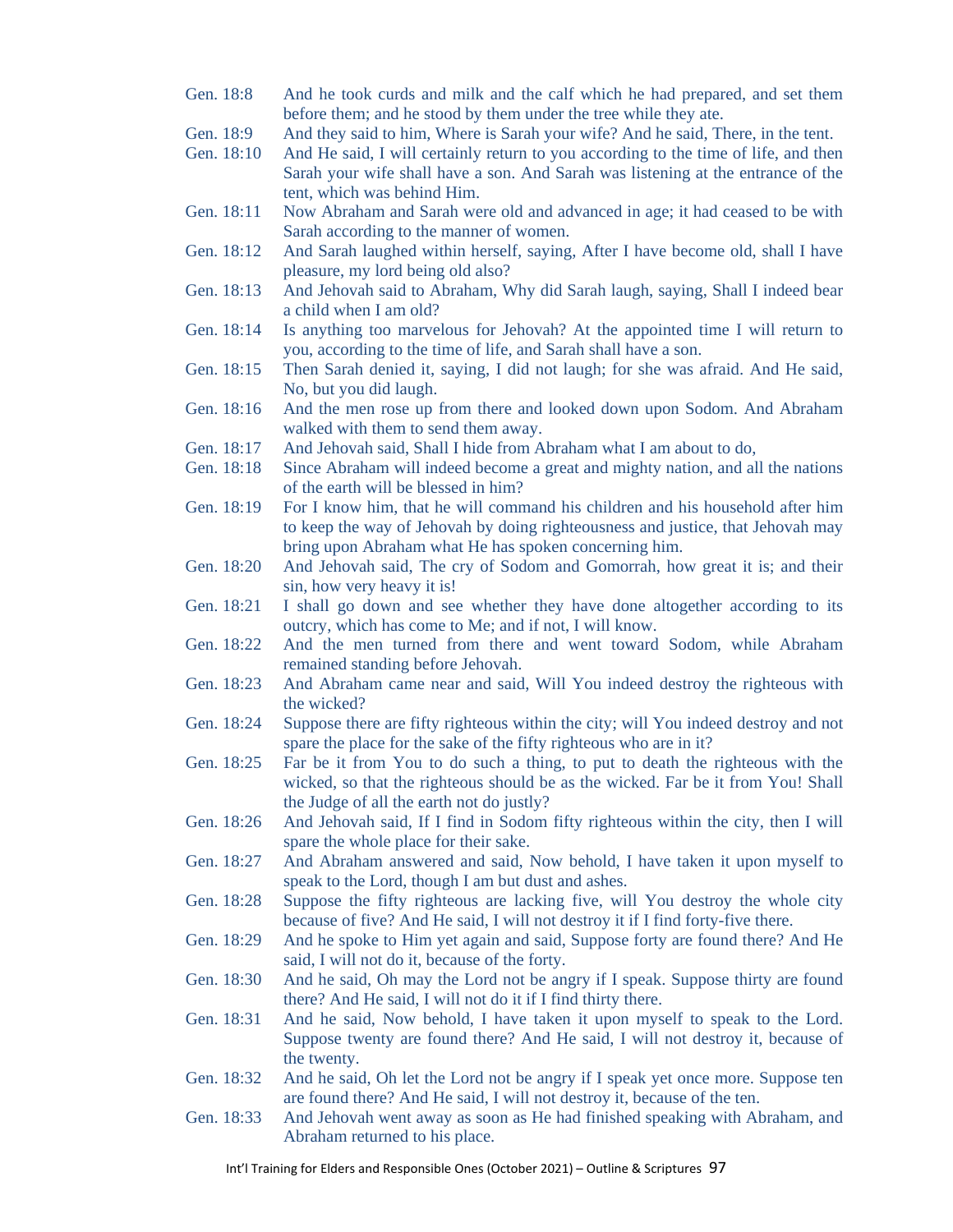Gen. 18:8 And he took curds and milk and the calf which he had prepared, and set them before them; and he stood by them under the tree while they ate.

Gen. 18:9 And they said to him, Where is Sarah your wife? And he said, There, in the tent.

Gen. 18:10 And He said, I will certainly return to you according to the time of life, and then Sarah your wife shall have a son. And Sarah was listening at the entrance of the tent, which was behind Him.

Gen. 18:11 Now Abraham and Sarah were old and advanced in age; it had ceased to be with Sarah according to the manner of women.

Gen. 18:12 And Sarah laughed within herself, saying, After I have become old, shall I have pleasure, my lord being old also?

Gen. 18:13 And Jehovah said to Abraham, Why did Sarah laugh, saying, Shall I indeed bear a child when I am old?

Gen. 18:14 Is anything too marvelous for Jehovah? At the appointed time I will return to you, according to the time of life, and Sarah shall have a son.

Gen. 18:15 Then Sarah denied it, saying, I did not laugh; for she was afraid. And He said, No, but you did laugh.

Gen. 18:16 And the men rose up from there and looked down upon Sodom. And Abraham walked with them to send them away.

Gen. 18:17 And Jehovah said, Shall I hide from Abraham what I am about to do,

Gen. 18:18 Since Abraham will indeed become a great and mighty nation, and all the nations of the earth will be blessed in him?

Gen. 18:19 For I know him, that he will command his children and his household after him to keep the way of Jehovah by doing righteousness and justice, that Jehovah may bring upon Abraham what He has spoken concerning him.

Gen. 18:20 And Jehovah said, The cry of Sodom and Gomorrah, how great it is; and their sin, how very heavy it is!

Gen. 18:21 I shall go down and see whether they have done altogether according to its outcry, which has come to Me; and if not, I will know.

Gen. 18:22 And the men turned from there and went toward Sodom, while Abraham remained standing before Jehovah.

Gen. 18:23 And Abraham came near and said, Will You indeed destroy the righteous with the wicked?

Gen. 18:24 Suppose there are fifty righteous within the city; will You indeed destroy and not spare the place for the sake of the fifty righteous who are in it?

Gen. 18:25 Far be it from You to do such a thing, to put to death the righteous with the wicked, so that the righteous should be as the wicked. Far be it from You! Shall the Judge of all the earth not do justly?

Gen. 18:26 And Jehovah said, If I find in Sodom fifty righteous within the city, then I will spare the whole place for their sake.

Gen. 18:27 And Abraham answered and said, Now behold, I have taken it upon myself to speak to the Lord, though I am but dust and ashes.

Gen. 18:28 Suppose the fifty righteous are lacking five, will You destroy the whole city because of five? And He said, I will not destroy it if I find forty-five there.

Gen. 18:29 And he spoke to Him yet again and said, Suppose forty are found there? And He said, I will not do it, because of the forty.

Gen. 18:30 And he said, Oh may the Lord not be angry if I speak. Suppose thirty are found there? And He said, I will not do it if I find thirty there.

Gen. 18:31 And he said, Now behold, I have taken it upon myself to speak to the Lord. Suppose twenty are found there? And He said, I will not destroy it, because of the twenty.

Gen. 18:32 And he said, Oh let the Lord not be angry if I speak yet once more. Suppose ten are found there? And He said, I will not destroy it, because of the ten.

Gen. 18:33 And Jehovah went away as soon as He had finished speaking with Abraham, and Abraham returned to his place.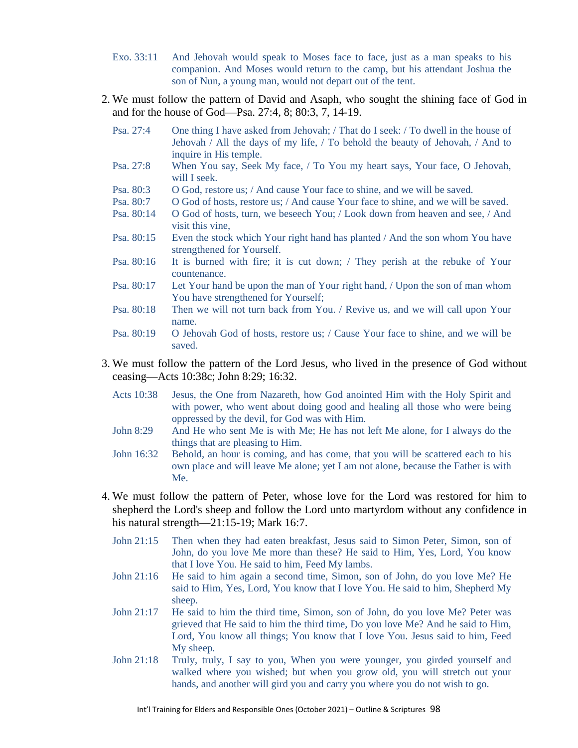Exo. 33:11 And Jehovah would speak to Moses face to face, just as a man speaks to his companion. And Moses would return to the camp, but his attendant Joshua the son of Nun, a young man, would not depart out of the tent.

2. We must follow the pattern of David and Asaph, who sought the shining face of God in and for the house of God—Psa. 27:4, 8; 80:3, 7, 14-19.

Psa. 27:4 One thing I have asked from Jehovah; / That do I seek: / To dwell in the house of Jehovah / All the days of my life, / To behold the beauty of Jehovah, / And to inquire in His temple.

Psa. 27:8 When You say, Seek My face, / To You my heart says, Your face, O Jehovah, will I seek.

Psa. 80:3 O God, restore us; / And cause Your face to shine, and we will be saved.

Psa. 80:7 O God of hosts, restore us; / And cause Your face to shine, and we will be saved.

Psa. 80:14 O God of hosts, turn, we beseech You; / Look down from heaven and see, / And visit this vine,

Psa. 80:15 Even the stock which Your right hand has planted / And the son whom You have strengthened for Yourself.

Psa. 80:16 It is burned with fire; it is cut down; / They perish at the rebuke of Your countenance.

Psa. 80:17 Let Your hand be upon the man of Your right hand, / Upon the son of man whom You have strengthened for Yourself;

Psa. 80:18 Then we will not turn back from You. / Revive us, and we will call upon Your name.

Psa. 80:19 O Jehovah God of hosts, restore us; / Cause Your face to shine, and we will be saved.

3. We must follow the pattern of the Lord Jesus, who lived in the presence of God without ceasing—Acts 10:38c; John 8:29; 16:32.

Acts 10:38 Jesus, the One from Nazareth, how God anointed Him with the Holy Spirit and with power, who went about doing good and healing all those who were being oppressed by the devil, for God was with Him.

John 8:29 And He who sent Me is with Me; He has not left Me alone, for I always do the things that are pleasing to Him.

John 16:32 Behold, an hour is coming, and has come, that you will be scattered each to his own place and will leave Me alone; yet I am not alone, because the Father is with Me.

4. We must follow the pattern of Peter, whose love for the Lord was restored for him to shepherd the Lord's sheep and follow the Lord unto martyrdom without any confidence in his natural strength—21:15-19; Mark 16:7.

John 21:15 Then when they had eaten breakfast, Jesus said to Simon Peter, Simon, son of John, do you love Me more than these? He said to Him, Yes, Lord, You know that I love You. He said to him, Feed My lambs.

John 21:16 He said to him again a second time, Simon, son of John, do you love Me? He said to Him, Yes, Lord, You know that I love You. He said to him, Shepherd My sheep.

John 21:17 He said to him the third time, Simon, son of John, do you love Me? Peter was grieved that He said to him the third time, Do you love Me? And he said to Him, Lord, You know all things; You know that I love You. Jesus said to him, Feed My sheep.

John 21:18 Truly, truly, I say to you, When you were younger, you girded yourself and walked where you wished; but when you grow old, you will stretch out your hands, and another will gird you and carry you where you do not wish to go.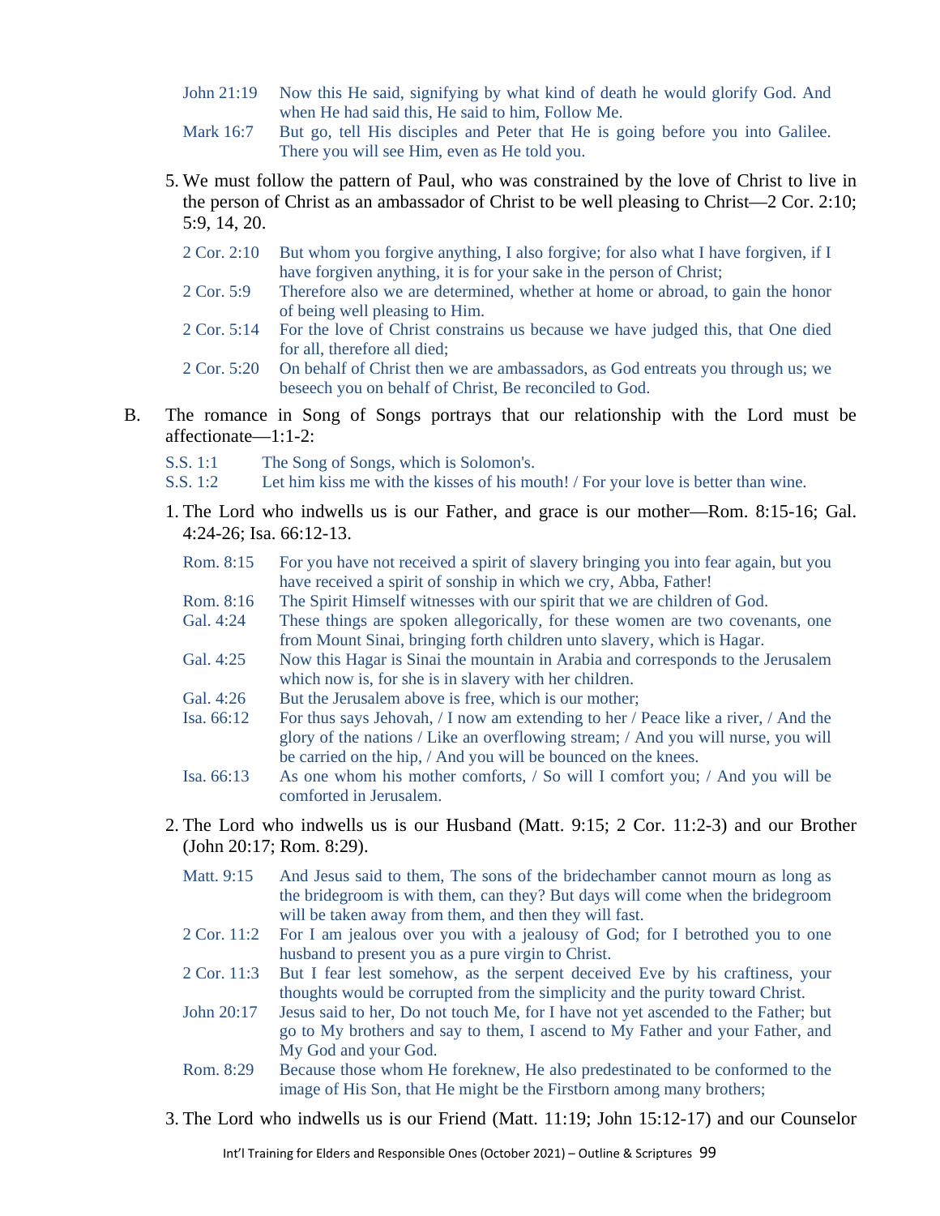John 21:19 Now this He said, signifying by what kind of death he would glorify God. And when He had said this, He said to him, Follow Me.

Mark 16:7 But go, tell His disciples and Peter that He is going before you into Galilee. There you will see Him, even as He told you.

5. We must follow the pattern of Paul, who was constrained by the love of Christ to live in the person of Christ as an ambassador of Christ to be well pleasing to Christ—2 Cor. 2:10; 5:9, 14, 20.

   2 Cor. 2:10 But whom you forgive anything, I also forgive; for also what I have forgiven, if I have forgiven anything, it is for your sake in the person of Christ;

   2 Cor. 5:9 Therefore also we are determined, whether at home or abroad, to gain the honor of being well pleasing to Him.

   2 Cor. 5:14 For the love of Christ constrains us because we have judged this, that One died for all, therefore all died;

   2 Cor. 5:20 On behalf of Christ then we are ambassadors, as God entreats you through us; we beseech you on behalf of Christ, Be reconciled to God.

B. The romance in Song of Songs portrays that our relationship with the Lord must be affectionate—1:1-2:

S.S. 1:1 The Song of Songs, which is Solomon's.

S.S. 1:2 Let him kiss me with the kisses of his mouth! / For your love is better than wine.

1. The Lord who indwells us is our Father, and grace is our mother—Rom. 8:15-16; Gal. 4:24-26; Isa. 66:12-13.

   Rom. 8:15 For you have not received a spirit of slavery bringing you into fear again, but you have received a spirit of sonship in which we cry, Abba, Father!

   Rom. 8:16 The Spirit Himself witnesses with our spirit that we are children of God.

   Gal. 4:24 These things are spoken allegorically, for these women are two covenants, one from Mount Sinai, bringing forth children unto slavery, which is Hagar.

   Gal. 4:25 Now this Hagar is Sinai the mountain in Arabia and corresponds to the Jerusalem which now is, for she is in slavery with her children.

   Gal. 4:26 But the Jerusalem above is free, which is our mother;

   Isa. 66:12 For thus says Jehovah, / I now am extending to her / Peace like a river, / And the glory of the nations / Like an overflowing stream; / And you will nurse, you will be carried on the hip, / And you will be bounced on the knees.

   Isa. 66:13 As one whom his mother comforts, / So will I comfort you; / And you will be comforted in Jerusalem.

2. The Lord who indwells us is our Husband (Matt. 9:15; 2 Cor. 11:2-3) and our Brother (John 20:17; Rom. 8:29).

   Matt. 9:15 And Jesus said to them, The sons of the bridechamber cannot mourn as long as the bridegroom is with them, can they? But days will come when the bridegroom will be taken away from them, and then they will fast.

   2 Cor. 11:2 For I am jealous over you with a jealousy of God; for I betrothed you to one husband to present you as a pure virgin to Christ.

   2 Cor. 11:3 But I fear lest somehow, as the serpent deceived Eve by his craftiness, your thoughts would be corrupted from the simplicity and the purity toward Christ.

   John 20:17 Jesus said to her, Do not touch Me, for I have not yet ascended to the Father; but go to My brothers and say to them, I ascend to My Father and your Father, and My God and your God.

   Rom. 8:29 Because those whom He foreknew, He also predestinated to be conformed to the image of His Son, that He might be the Firstborn among many brothers;

3. The Lord who indwells us is our Friend (Matt. 11:19; John 15:12-17) and our Counselor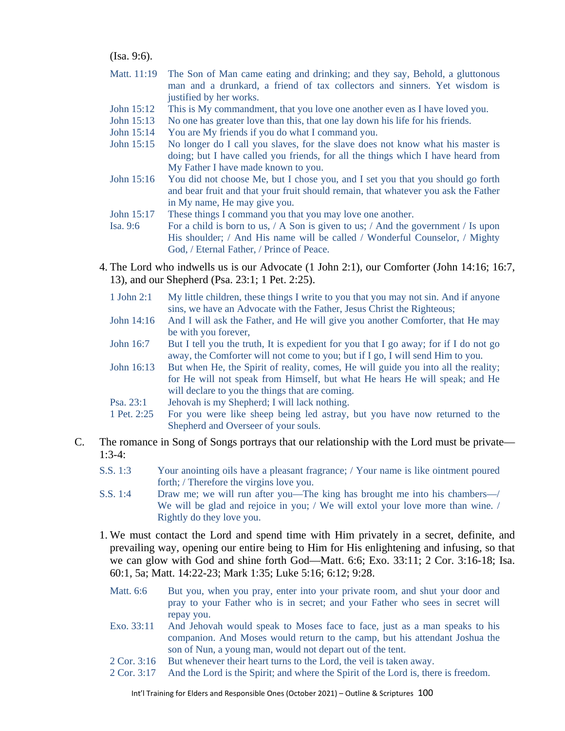(Isa. 9:6).

Matt. 11:19 The Son of Man came eating and drinking; and they say, Behold, a gluttonous man and a drunkard, a friend of tax collectors and sinners. Yet wisdom is justified by her works.

John 15:12 This is My commandment, that you love one another even as I have loved you.

John 15:13 No one has greater love than this, that one lay down his life for his friends.

John 15:14 You are My friends if you do what I command you.

John 15:15 No longer do I call you slaves, for the slave does not know what his master is doing; but I have called you friends, for all the things which I have heard from My Father I have made known to you.

John 15:16 You did not choose Me, but I chose you, and I set you that you should go forth and bear fruit and that your fruit should remain, that whatever you ask the Father in My name, He may give you.

John 15:17 These things I command you that you may love one another.

Isa. 9:6 For a child is born to us, / A Son is given to us; / And the government / Is upon His shoulder; / And His name will be called / Wonderful Counselor, / Mighty God, / Eternal Father, / Prince of Peace.

4. The Lord who indwells us is our Advocate (1 John 2:1), our Comforter (John 14:16; 16:7, 13), and our Shepherd (Psa. 23:1; 1 Pet. 2:25).

1 John 2:1 My little children, these things I write to you that you may not sin. And if anyone sins, we have an Advocate with the Father, Jesus Christ the Righteous;

John 14:16 And I will ask the Father, and He will give you another Comforter, that He may be with you forever,

John 16:7 But I tell you the truth, It is expedient for you that I go away; for if I do not go away, the Comforter will not come to you; but if I go, I will send Him to you.

John 16:13 But when He, the Spirit of reality, comes, He will guide you into all the reality; for He will not speak from Himself, but what He hears He will speak; and He will declare to you the things that are coming.

Psa. 23:1 Jehovah is my Shepherd; I will lack nothing.

1 Pet. 2:25 For you were like sheep being led astray, but you have now returned to the Shepherd and Overseer of your souls.

C. The romance in Song of Songs portrays that our relationship with the Lord must be private—1:3-4:

S.S. 1:3 Your anointing oils have a pleasant fragrance; / Your name is like ointment poured forth; / Therefore the virgins love you.

S.S. 1:4 Draw me; we will run after you—The king has brought me into his chambers—/ We will be glad and rejoice in you; / We will extol your love more than wine. / Rightly do they love you.

1. We must contact the Lord and spend time with Him privately in a secret, definite, and prevailing way, opening our entire being to Him for His enlightening and infusing, so that we can glow with God and shine forth God—Matt. 6:6; Exo. 33:11; 2 Cor. 3:16-18; Isa. 60:1, 5a; Matt. 14:22-23; Mark 1:35; Luke 5:16; 6:12; 9:28.

Matt. 6:6 But you, when you pray, enter into your private room, and shut your door and pray to your Father who is in secret; and your Father who sees in secret will repay you.

Exo. 33:11 And Jehovah would speak to Moses face to face, just as a man speaks to his companion. And Moses would return to the camp, but his attendant Joshua the son of Nun, a young man, would not depart out of the tent.

2 Cor. 3:16 But whenever their heart turns to the Lord, the veil is taken away.

2 Cor. 3:17 And the Lord is the Spirit; and where the Spirit of the Lord is, there is freedom.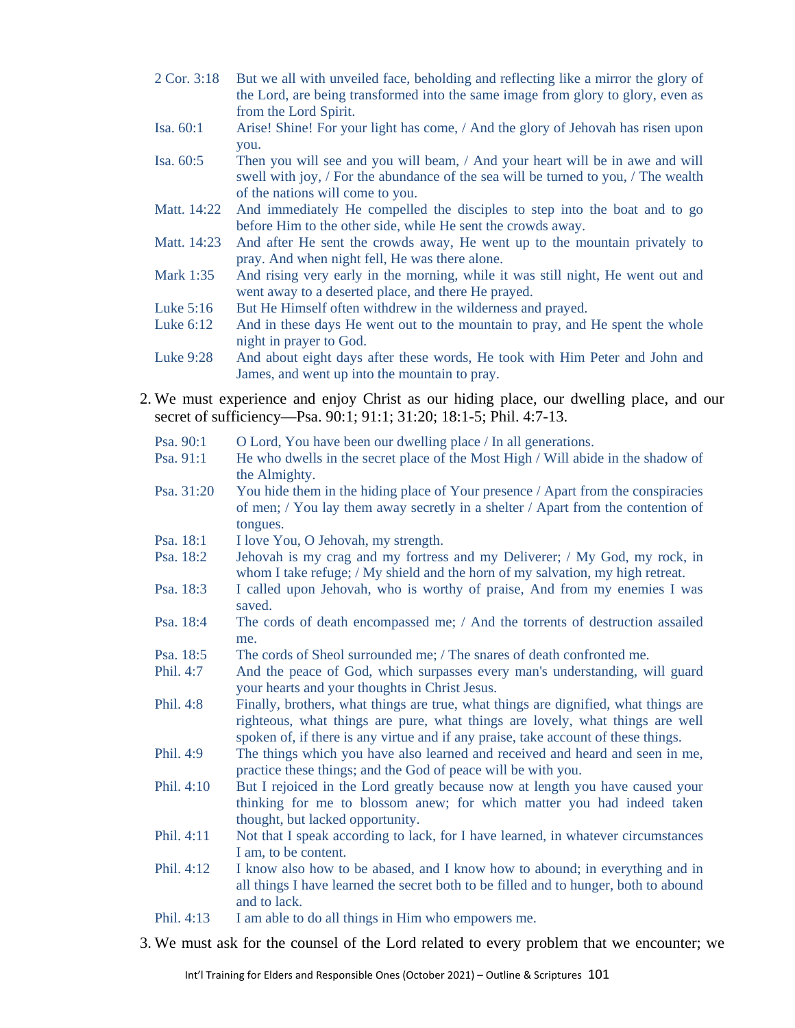2 Cor. 3:18 But we all with unveiled face, beholding and reflecting like a mirror the glory of the Lord, are being transformed into the same image from glory to glory, even as from the Lord Spirit.

Isa. 60:1 Arise! Shine! For your light has come, / And the glory of Jehovah has risen upon you.

Isa. 60:5 Then you will see and you will beam, / And your heart will be in awe and will swell with joy, / For the abundance of the sea will be turned to you, / The wealth of the nations will come to you.

Matt. 14:22 And immediately He compelled the disciples to step into the boat and to go before Him to the other side, while He sent the crowds away.

Matt. 14:23 And after He sent the crowds away, He went up to the mountain privately to pray. And when night fell, He was there alone.

Mark 1:35 And rising very early in the morning, while it was still night, He went out and went away to a deserted place, and there He prayed.

Luke 5:16 But He Himself often withdrew in the wilderness and prayed.

Luke 6:12 And in these days He went out to the mountain to pray, and He spent the whole night in prayer to God.

Luke 9:28 And about eight days after these words, He took with Him Peter and John and James, and went up into the mountain to pray.

2. We must experience and enjoy Christ as our hiding place, our dwelling place, and our secret of sufficiency—Psa. 90:1; 91:1; 31:20; 18:1-5; Phil. 4:7-13.

Psa. 90:1 O Lord, You have been our dwelling place / In all generations.

Psa. 91:1 He who dwells in the secret place of the Most High / Will abide in the shadow of the Almighty.

Psa. 31:20 You hide them in the hiding place of Your presence / Apart from the conspiracies of men; / You lay them away secretly in a shelter / Apart from the contention of tongues.

Psa. 18:1 I love You, O Jehovah, my strength.

Psa. 18:2 Jehovah is my crag and my fortress and my Deliverer; / My God, my rock, in whom I take refuge; / My shield and the horn of my salvation, my high retreat.

Psa. 18:3 I called upon Jehovah, who is worthy of praise, And from my enemies I was saved.

Psa. 18:4 The cords of death encompassed me; / And the torrents of destruction assailed me.

Psa. 18:5 The cords of Sheol surrounded me; / The snares of death confronted me.

Phil. 4:7 And the peace of God, which surpasses every man's understanding, will guard your hearts and your thoughts in Christ Jesus.

Phil. 4:8 Finally, brothers, what things are true, what things are dignified, what things are righteous, what things are pure, what things are lovely, what things are well spoken of, if there is any virtue and if any praise, take account of these things.

Phil. 4:9 The things which you have also learned and received and heard and seen in me, practice these things; and the God of peace will be with you.

Phil. 4:10 But I rejoiced in the Lord greatly because now at length you have caused your thinking for me to blossom anew; for which matter you had indeed taken thought, but lacked opportunity.

Phil. 4:11 Not that I speak according to lack, for I have learned, in whatever circumstances I am, to be content.

Phil. 4:12 I know also how to be abased, and I know how to abound; in everything and in all things I have learned the secret both to be filled and to hunger, both to abound and to lack.

Phil. 4:13 I am able to do all things in Him who empowers me.

3. We must ask for the counsel of the Lord related to every problem that we encounter; we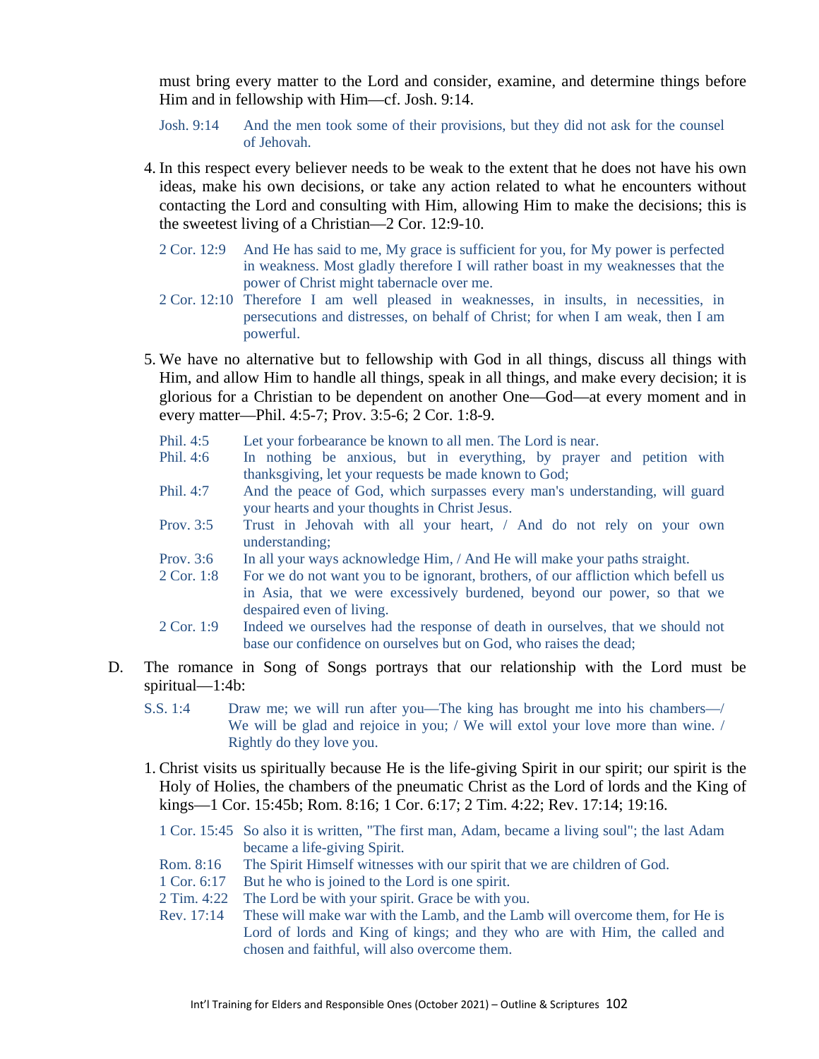must bring every matter to the Lord and consider, examine, and determine things before Him and in fellowship with Him—cf. Josh. 9:14.

> Josh. 9:14 And the men took some of their provisions, but they did not ask for the counsel of Jehovah.

4. In this respect every believer needs to be weak to the extent that he does not have his own ideas, make his own decisions, or take any action related to what he encounters without contacting the Lord and consulting with Him, allowing Him to make the decisions; this is the sweetest living of a Christian—2 Cor. 12:9-10.

> 2 Cor. 12:9 And He has said to me, My grace is sufficient for you, for My power is perfected in weakness. Most gladly therefore I will rather boast in my weaknesses that the power of Christ might tabernacle over me.
>
> 2 Cor. 12:10 Therefore I am well pleased in weaknesses, in insults, in necessities, in persecutions and distresses, on behalf of Christ; for when I am weak, then I am powerful.

5. We have no alternative but to fellowship with God in all things, discuss all things with Him, and allow Him to handle all things, speak in all things, and make every decision; it is glorious for a Christian to be dependent on another One—God—at every moment and in every matter—Phil. 4:5-7; Prov. 3:5-6; 2 Cor. 1:8-9.

> Phil. 4:5 Let your forbearance be known to all men. The Lord is near.
>
> Phil. 4:6 In nothing be anxious, but in everything, by prayer and petition with thanksgiving, let your requests be made known to God;
>
> Phil. 4:7 And the peace of God, which surpasses every man's understanding, will guard your hearts and your thoughts in Christ Jesus.
>
> Prov. 3:5 Trust in Jehovah with all your heart, / And do not rely on your own understanding;
>
> Prov. 3:6 In all your ways acknowledge Him, / And He will make your paths straight.
>
> 2 Cor. 1:8 For we do not want you to be ignorant, brothers, of our affliction which befell us in Asia, that we were excessively burdened, beyond our power, so that we despaired even of living.
>
> 2 Cor. 1:9 Indeed we ourselves had the response of death in ourselves, that we should not base our confidence on ourselves but on God, who raises the dead;

D. The romance in Song of Songs portrays that our relationship with the Lord must be spiritual—1:4b:

> S.S. 1:4 Draw me; we will run after you—The king has brought me into his chambers—/ We will be glad and rejoice in you; / We will extol your love more than wine. / Rightly do they love you.

1. Christ visits us spiritually because He is the life-giving Spirit in our spirit; our spirit is the Holy of Holies, the chambers of the pneumatic Christ as the Lord of lords and the King of kings—1 Cor. 15:45b; Rom. 8:16; 1 Cor. 6:17; 2 Tim. 4:22; Rev. 17:14; 19:16.

> 1 Cor. 15:45 So also it is written, "The first man, Adam, became a living soul"; the last Adam became a life-giving Spirit.
>
> Rom. 8:16 The Spirit Himself witnesses with our spirit that we are children of God.
>
> 1 Cor. 6:17 But he who is joined to the Lord is one spirit.
>
> 2 Tim. 4:22 The Lord be with your spirit. Grace be with you.
>
> Rev. 17:14 These will make war with the Lamb, and the Lamb will overcome them, for He is Lord of lords and King of kings; and they who are with Him, the called and chosen and faithful, will also overcome them.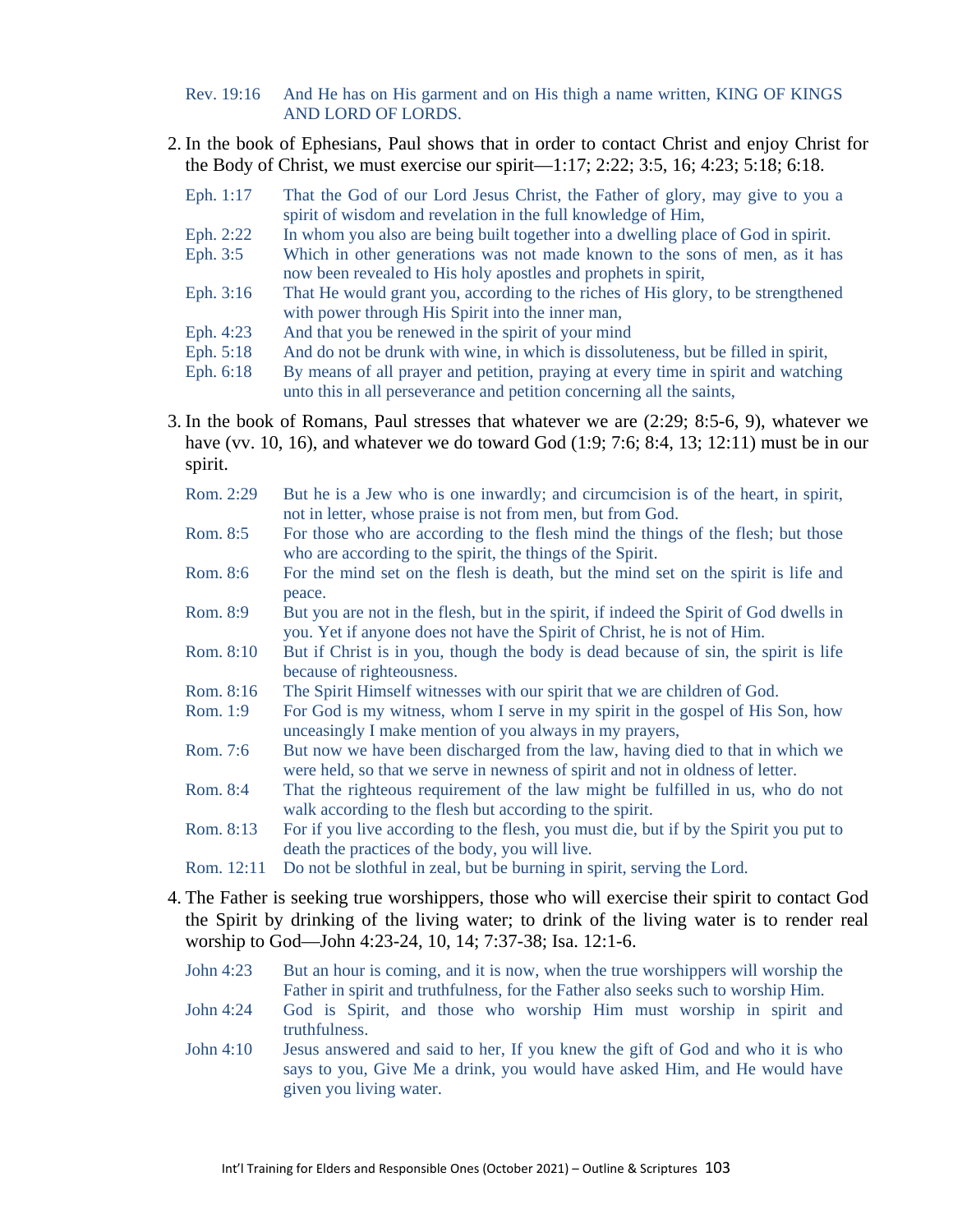Rev. 19:16 And He has on His garment and on His thigh a name written, KING OF KINGS AND LORD OF LORDS.

2. In the book of Ephesians, Paul shows that in order to contact Christ and enjoy Christ for the Body of Christ, we must exercise our spirit—1:17; 2:22; 3:5, 16; 4:23; 5:18; 6:18.

Eph. 1:17 That the God of our Lord Jesus Christ, the Father of glory, may give to you a spirit of wisdom and revelation in the full knowledge of Him,
Eph. 2:22 In whom you also are being built together into a dwelling place of God in spirit.
Eph. 3:5 Which in other generations was not made known to the sons of men, as it has now been revealed to His holy apostles and prophets in spirit,
Eph. 3:16 That He would grant you, according to the riches of His glory, to be strengthened with power through His Spirit into the inner man,
Eph. 4:23 And that you be renewed in the spirit of your mind
Eph. 5:18 And do not be drunk with wine, in which is dissoluteness, but be filled in spirit,
Eph. 6:18 By means of all prayer and petition, praying at every time in spirit and watching unto this in all perseverance and petition concerning all the saints,

3. In the book of Romans, Paul stresses that whatever we are (2:29; 8:5-6, 9), whatever we have (vv. 10, 16), and whatever we do toward God (1:9; 7:6; 8:4, 13; 12:11) must be in our spirit.

Rom. 2:29 But he is a Jew who is one inwardly; and circumcision is of the heart, in spirit, not in letter, whose praise is not from men, but from God.
Rom. 8:5 For those who are according to the flesh mind the things of the flesh; but those who are according to the spirit, the things of the Spirit.
Rom. 8:6 For the mind set on the flesh is death, but the mind set on the spirit is life and peace.
Rom. 8:9 But you are not in the flesh, but in the spirit, if indeed the Spirit of God dwells in you. Yet if anyone does not have the Spirit of Christ, he is not of Him.
Rom. 8:10 But if Christ is in you, though the body is dead because of sin, the spirit is life because of righteousness.
Rom. 8:16 The Spirit Himself witnesses with our spirit that we are children of God.
Rom. 1:9 For God is my witness, whom I serve in my spirit in the gospel of His Son, how unceasingly I make mention of you always in my prayers,
Rom. 7:6 But now we have been discharged from the law, having died to that in which we were held, so that we serve in newness of spirit and not in oldness of letter.
Rom. 8:4 That the righteous requirement of the law might be fulfilled in us, who do not walk according to the flesh but according to the spirit.
Rom. 8:13 For if you live according to the flesh, you must die, but if by the Spirit you put to death the practices of the body, you will live.
Rom. 12:11 Do not be slothful in zeal, but be burning in spirit, serving the Lord.

4. The Father is seeking true worshippers, those who will exercise their spirit to contact God the Spirit by drinking of the living water; to drink of the living water is to render real worship to God—John 4:23-24, 10, 14; 7:37-38; Isa. 12:1-6.

John 4:23 But an hour is coming, and it is now, when the true worshippers will worship the Father in spirit and truthfulness, for the Father also seeks such to worship Him.
John 4:24 God is Spirit, and those who worship Him must worship in spirit and truthfulness.
John 4:10 Jesus answered and said to her, If you knew the gift of God and who it is who says to you, Give Me a drink, you would have asked Him, and He would have given you living water.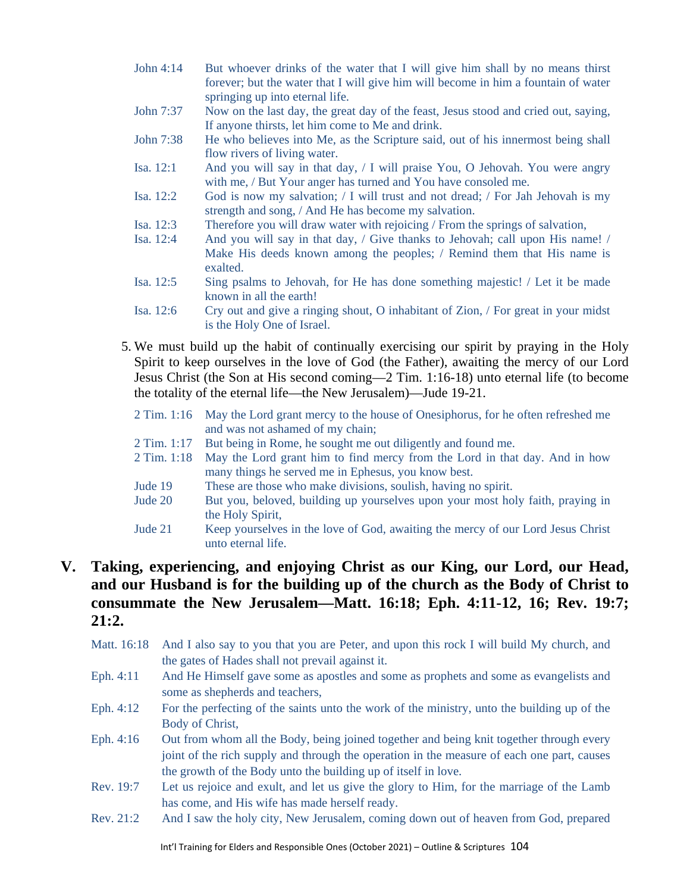| | |
|---|---|
| John 4:14 | But whoever drinks of the water that I will give him shall by no means thirst forever; but the water that I will give him will become in him a fountain of water springing up into eternal life. |
| John 7:37 | Now on the last day, the great day of the feast, Jesus stood and cried out, saying, If anyone thirsts, let him come to Me and drink. |
| John 7:38 | He who believes into Me, as the Scripture said, out of his innermost being shall flow rivers of living water. |
| Isa. 12:1 | And you will say in that day, / I will praise You, O Jehovah. You were angry with me, / But Your anger has turned and You have consoled me. |
| Isa. 12:2 | God is now my salvation; / I will trust and not dread; / For Jah Jehovah is my strength and song, / And He has become my salvation. |
| Isa. 12:3 | Therefore you will draw water with rejoicing / From the springs of salvation, |
| Isa. 12:4 | And you will say in that day, / Give thanks to Jehovah; call upon His name! / Make His deeds known among the peoples; / Remind them that His name is exalted. |
| Isa. 12:5 | Sing psalms to Jehovah, for He has done something majestic! / Let it be made known in all the earth! |
| Isa. 12:6 | Cry out and give a ringing shout, O inhabitant of Zion, / For great in your midst is the Holy One of Israel. |

5. We must build up the habit of continually exercising our spirit by praying in the Holy Spirit to keep ourselves in the love of God (the Father), awaiting the mercy of our Lord Jesus Christ (the Son at His second coming—2 Tim. 1:16-18) unto eternal life (to become the totality of the eternal life—the New Jerusalem)—Jude 19-21.

| | |
|---|---|
| 2 Tim. 1:16 | May the Lord grant mercy to the house of Onesiphorus, for he often refreshed me and was not ashamed of my chain; |
| 2 Tim. 1:17 | But being in Rome, he sought me out diligently and found me. |
| 2 Tim. 1:18 | May the Lord grant him to find mercy from the Lord in that day. And in how many things he served me in Ephesus, you know best. |
| Jude 19 | These are those who make divisions, soulish, having no spirit. |
| Jude 20 | But you, beloved, building up yourselves upon your most holy faith, praying in the Holy Spirit, |
| Jude 21 | Keep yourselves in the love of God, awaiting the mercy of our Lord Jesus Christ unto eternal life. |

## V. Taking, experiencing, and enjoying Christ as our King, our Lord, our Head, and our Husband is for the building up of the church as the Body of Christ to consummate the New Jerusalem—Matt. 16:18; Eph. 4:11-12, 16; Rev. 19:7; 21:2.

| | |
|---|---|
| Matt. 16:18 | And I also say to you that you are Peter, and upon this rock I will build My church, and the gates of Hades shall not prevail against it. |
| Eph. 4:11 | And He Himself gave some as apostles and some as prophets and some as evangelists and some as shepherds and teachers, |
| Eph. 4:12 | For the perfecting of the saints unto the work of the ministry, unto the building up of the Body of Christ, |
| Eph. 4:16 | Out from whom all the Body, being joined together and being knit together through every joint of the rich supply and through the operation in the measure of each one part, causes the growth of the Body unto the building up of itself in love. |
| Rev. 19:7 | Let us rejoice and exult, and let us give the glory to Him, for the marriage of the Lamb has come, and His wife has made herself ready. |
| Rev. 21:2 | And I saw the holy city, New Jerusalem, coming down out of heaven from God, prepared |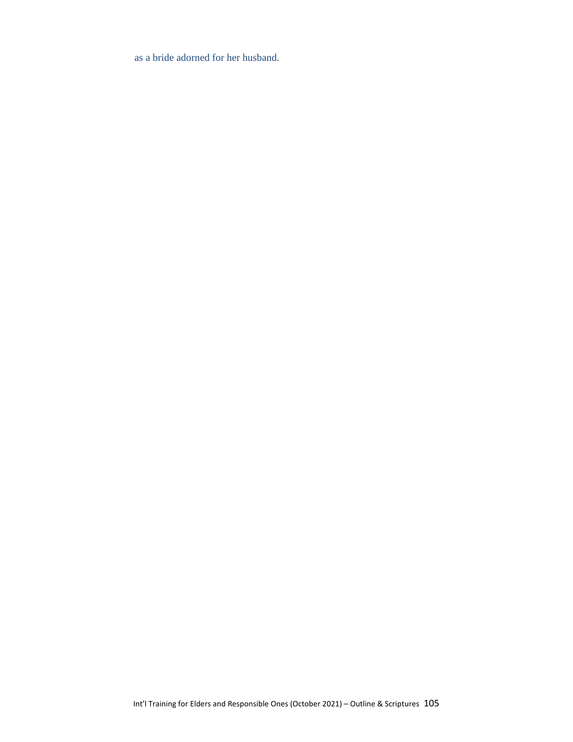as a bride adorned for her husband.